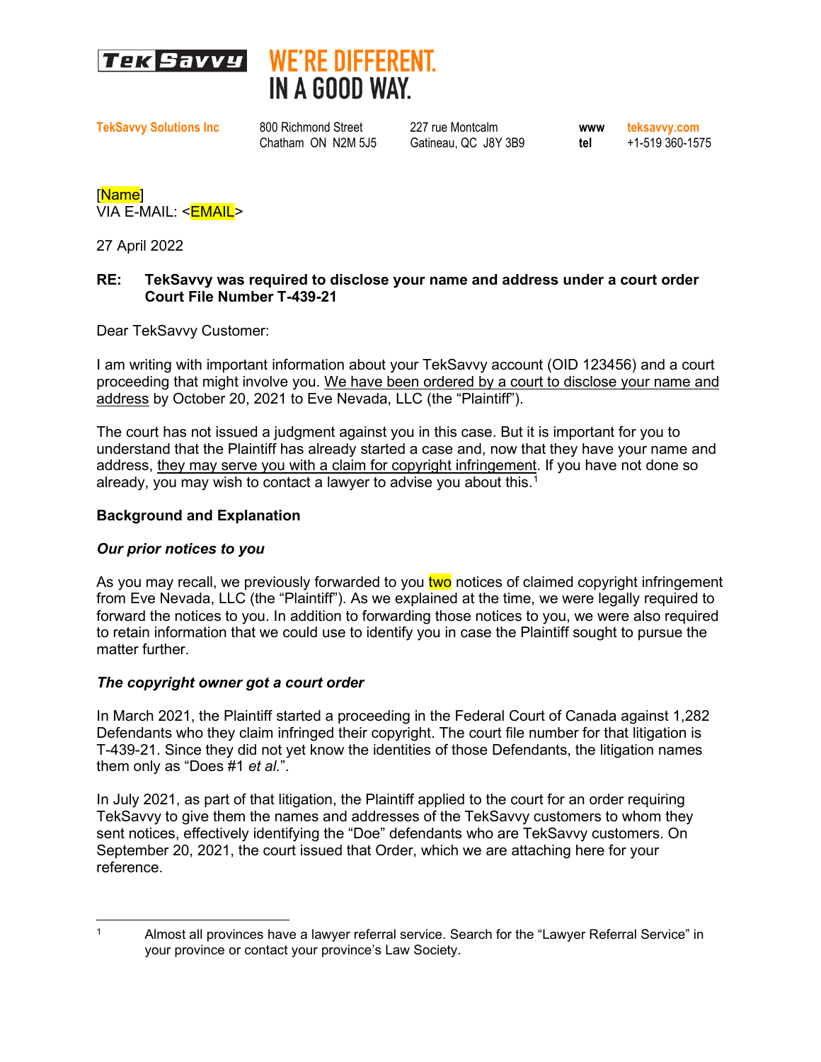**TekSavvy** WE'RE DIFFERENT. IN A GOOD WAY.

**TekSavvy Solutions Inc** | 800 Richmond Street, Chatham ON N2M 5J5 | 227 rue Montcalm, Gatineau, QC J8Y 3B9 | **www** teksavvy.com | **tel** +1-519 360-1575

[Name]
VIA E-MAIL: <EMAIL>

27 April 2022

**RE: TekSavvy was required to disclose your name and address under a court order**
**Court File Number T-439-21**

Dear TekSavvy Customer:

I am writing with important information about your TekSavvy account (OID 123456) and a court proceeding that might involve you. We have been ordered by a court to disclose your name and address by October 20, 2021 to Eve Nevada, LLC (the "Plaintiff").

The court has not issued a judgment against you in this case. But it is important for you to understand that the Plaintiff has already started a case and, now that they have your name and address, they may serve you with a claim for copyright infringement. If you have not done so already, you may wish to contact a lawyer to advise you about this.[1]

**Background and Explanation**

***Our prior notices to you***

As you may recall, we previously forwarded to you two notices of claimed copyright infringement from Eve Nevada, LLC (the "Plaintiff"). As we explained at the time, we were legally required to forward the notices to you. In addition to forwarding those notices to you, we were also required to retain information that we could use to identify you in case the Plaintiff sought to pursue the matter further.

***The copyright owner got a court order***

In March 2021, the Plaintiff started a proceeding in the Federal Court of Canada against 1,282 Defendants who they claim infringed their copyright. The court file number for that litigation is T-439-21. Since they did not yet know the identities of those Defendants, the litigation names them only as "Does #1 *et al.*".

In July 2021, as part of that litigation, the Plaintiff applied to the court for an order requiring TekSavvy to give them the names and addresses of the TekSavvy customers to whom they sent notices, effectively identifying the "Doe" defendants who are TekSavvy customers. On September 20, 2021, the court issued that Order, which we are attaching here for your reference.

[1] Almost all provinces have a lawyer referral service. Search for the "Lawyer Referral Service" in your province or contact your province's Law Society.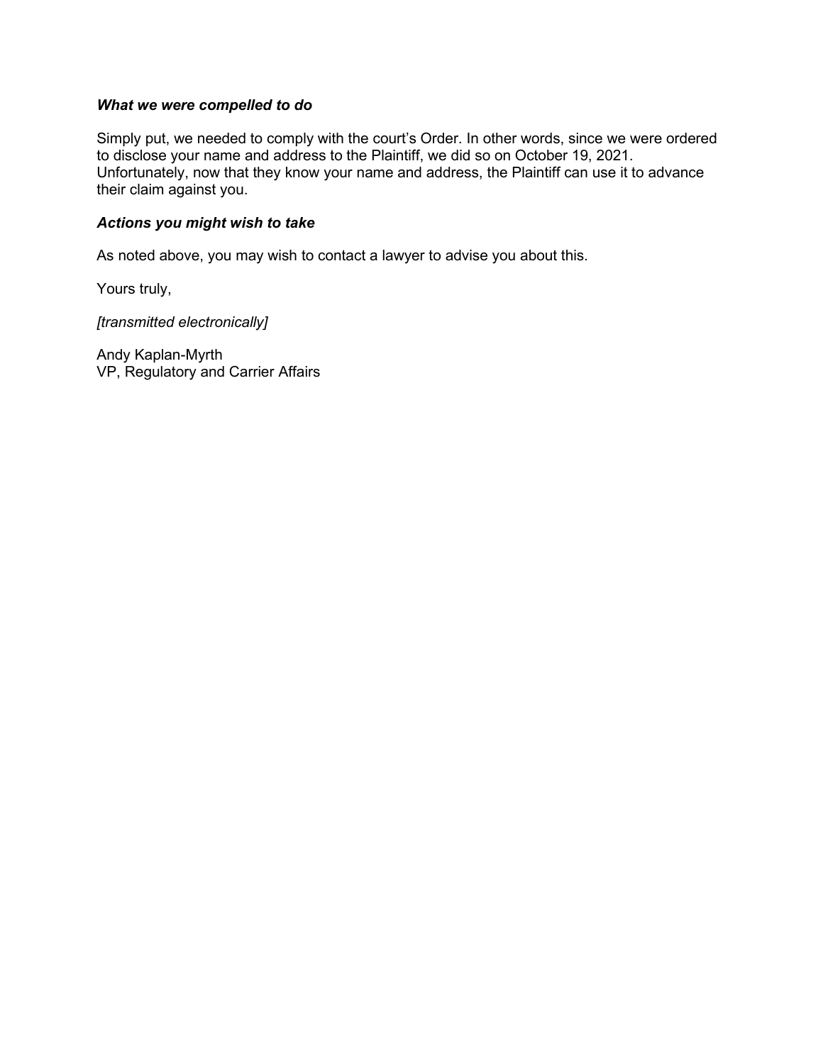***What we were compelled to do***

Simply put, we needed to comply with the court's Order. In other words, since we were ordered to disclose your name and address to the Plaintiff, we did so on October 19, 2021. Unfortunately, now that they know your name and address, the Plaintiff can use it to advance their claim against you.

***Actions you might wish to take***

As noted above, you may wish to contact a lawyer to advise you about this.

Yours truly,

*[transmitted electronically]*

Andy Kaplan-Myrth
VP, Regulatory and Carrier Affairs